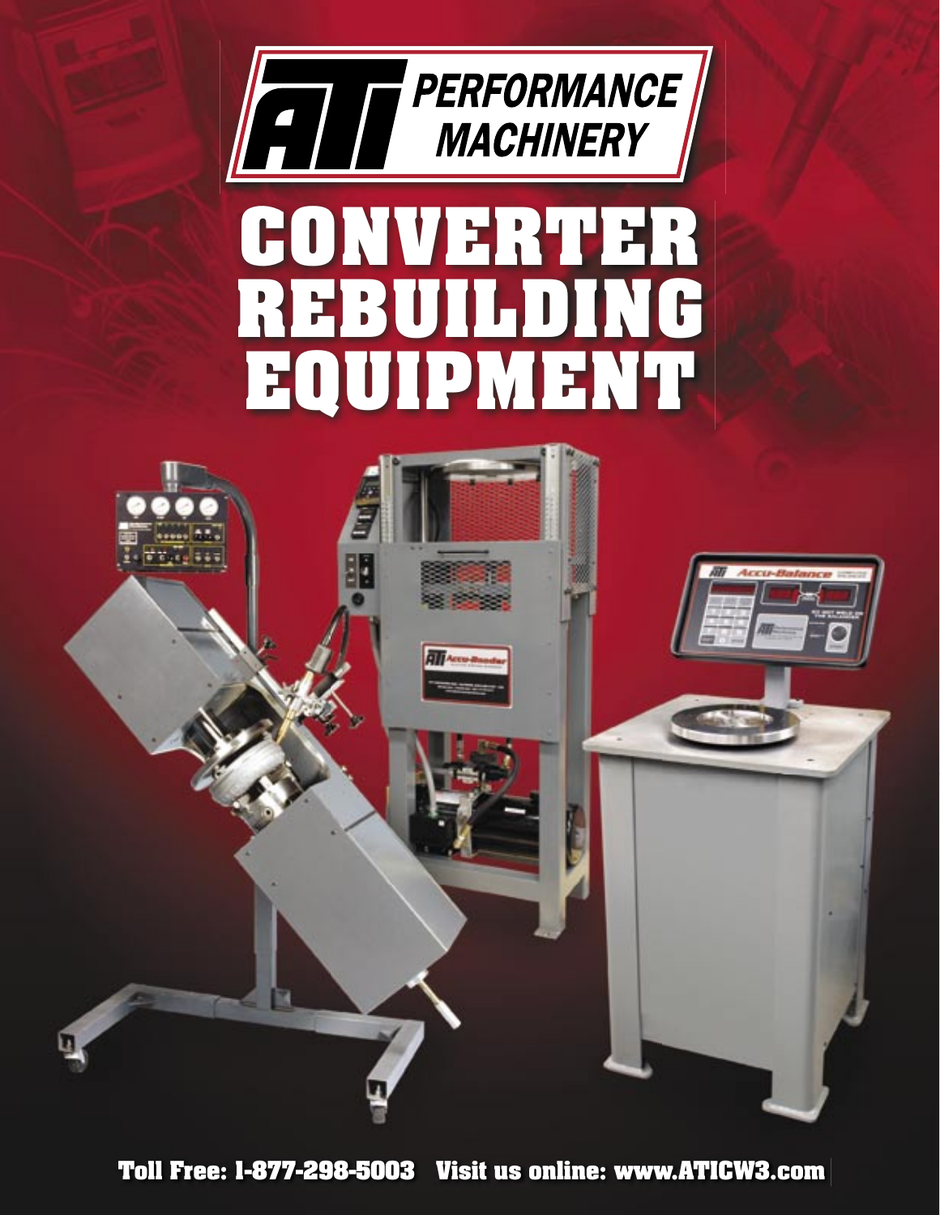# ATI PERFORMANCE MACHINERY

# CONVERTER REBUILDING EQUIPMENT

**Toll Free: 1-877-298-5003   Visit us online: www.ATICW3.com**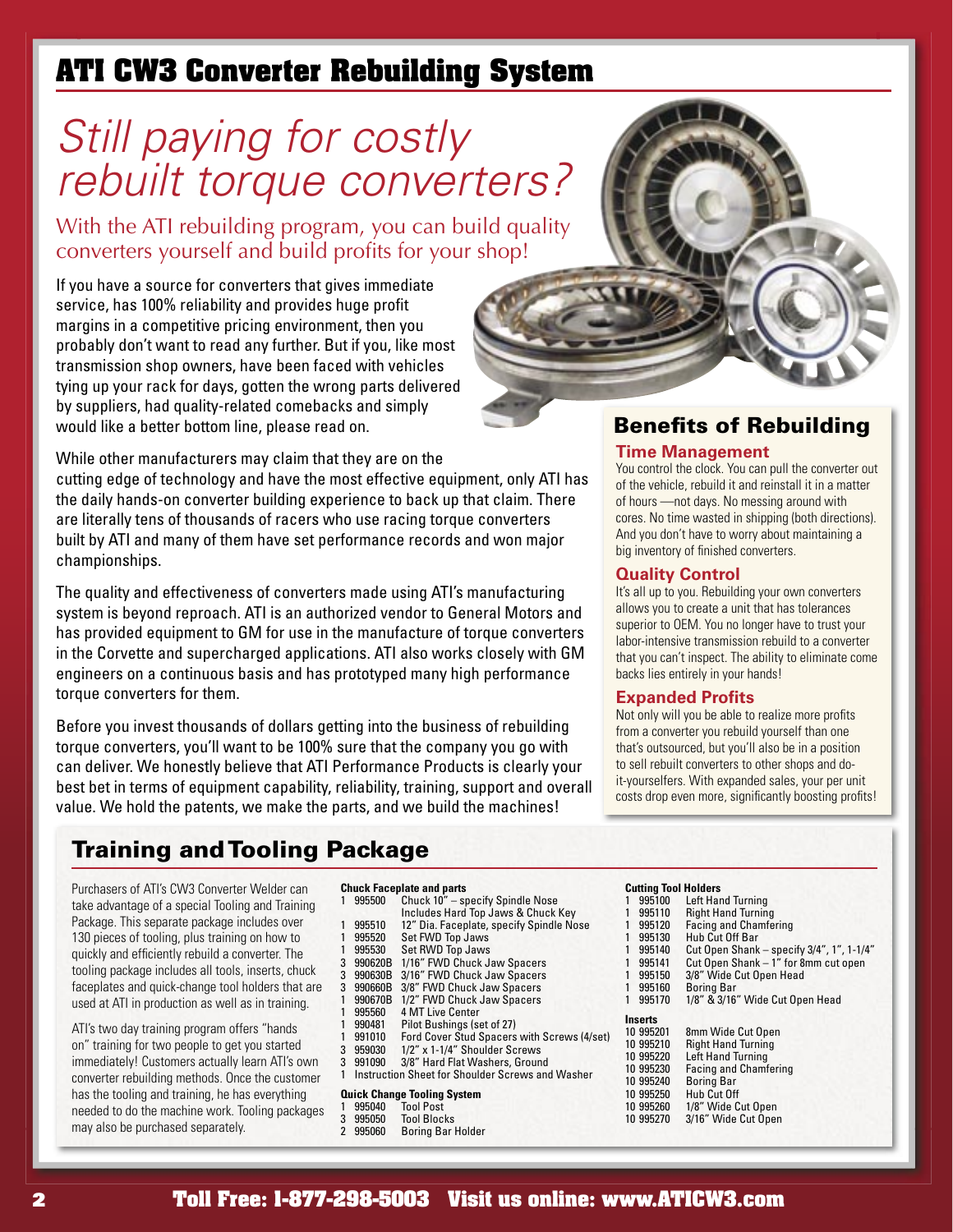# ATI CW3 Converter Rebuilding System

## *Still paying for costly rebuilt torque converters?*

With the ATI rebuilding program, you can build quality converters yourself and build profits for your shop!

If you have a source for converters that gives immediate service, has 100% reliability and provides huge profit margins in a competitive pricing environment, then you probably don't want to read any further. But if you, like most transmission shop owners, have been faced with vehicles tying up your rack for days, gotten the wrong parts delivered by suppliers, had quality-related comebacks and simply would like a better bottom line, please read on.

While other manufacturers may claim that they are on the cutting edge of technology and have the most effective equipment, only ATI has the daily hands-on converter building experience to back up that claim. There are literally tens of thousands of racers who use racing torque converters built by ATI and many of them have set performance records and won major championships.

The quality and effectiveness of converters made using ATI's manufacturing system is beyond reproach. ATI is an authorized vendor to General Motors and has provided equipment to GM for use in the manufacture of torque converters in the Corvette and supercharged applications. ATI also works closely with GM engineers on a continuous basis and has prototyped many high performance torque converters for them.

Before you invest thousands of dollars getting into the business of rebuilding torque converters, you'll want to be 100% sure that the company you go with can deliver. We honestly believe that ATI Performance Products is clearly your best bet in terms of equipment capability, reliability, training, support and overall value. We hold the patents, we make the parts, and we build the machines!

## Benefits of Rebuilding

### Time Management

You control the clock. You can pull the converter out of the vehicle, rebuild it and reinstall it in a matter of hours —not days. No messing around with cores. No time wasted in shipping (both directions). And you don't have to worry about maintaining a big inventory of finished converters.

### Quality Control

It's all up to you. Rebuilding your own converters allows you to create a unit that has tolerances superior to OEM. You no longer have to trust your labor-intensive transmission rebuild to a converter that you can't inspect. The ability to eliminate come backs lies entirely in your hands!

### Expanded Profits

Not only will you be able to realize more profits from a converter you rebuild yourself than one that's outsourced, but you'll also be in a position to sell rebuilt converters to other shops and do-it-yourselfers. With expanded sales, your per unit costs drop even more, significantly boosting profits!

## Training and Tooling Package

Purchasers of ATI's CW3 Converter Welder can take advantage of a special Tooling and Training Package. This separate package includes over 130 pieces of tooling, plus training on how to quickly and efficiently rebuild a converter. The tooling package includes all tools, inserts, chuck faceplates and quick-change tool holders that are used at ATI in production as well as in training.

ATI's two day training program offers "hands on" training for two people to get you started immediately! Customers actually learn ATI's own converter rebuilding methods. Once the customer has the tooling and training, he has everything needed to do the machine work. Tooling packages may also be purchased separately.

**Chuck Faceplate and parts**

| Qty | Part No. | Description |
|---|---|---|
| 1 | 995500 | Chuck 10" – specify Spindle Nose Includes Hard Top Jaws & Chuck Key |
| 1 | 995510 | 12" Dia. Faceplate, specify Spindle Nose |
| 1 | 995520 | Set FWD Top Jaws |
| 1 | 995530 | Set RWD Top Jaws |
| 3 | 990620B | 1/16" FWD Chuck Jaw Spacers |
| 3 | 990630B | 3/16" FWD Chuck Jaw Spacers |
| 3 | 990660B | 3/8" FWD Chuck Jaw Spacers |
| 1 | 990670B | 1/2" FWD Chuck Jaw Spacers |
| 1 | 995560 | 4 MT Live Center |
| 1 | 990481 | Pilot Bushings (set of 27) |
| 1 | 991010 | Ford Cover Stud Spacers with Screws (4/set) |
| 3 | 959030 | 1/2" x 1-1/4" Shoulder Screws |
| 3 | 991090 | 3/8" Hard Flat Washers, Ground |
| 1 | | Instruction Sheet for Shoulder Screws and Washer |

**Quick Change Tooling System**

| Qty | Part No. | Description |
|---|---|---|
| 1 | 995040 | Tool Post |
| 3 | 995050 | Tool Blocks |
| 2 | 995060 | Boring Bar Holder |

**Cutting Tool Holders**

| Qty | Part No. | Description |
|---|---|---|
| 1 | 995100 | Left Hand Turning |
| 1 | 995110 | Right Hand Turning |
| 1 | 995120 | Facing and Chamfering |
| 1 | 995130 | Hub Cut Off Bar |
| 1 | 995140 | Cut Open Shank – specify 3/4", 1", 1-1/4" |
| 1 | 995141 | Cut Open Shank – 1" for 8mm cut open |
| 1 | 995150 | 3/8" Wide Cut Open Head |
| 1 | 995160 | Boring Bar |
| 1 | 995170 | 1/8" & 3/16" Wide Cut Open Head |

**Inserts**

| Qty | Part No. | Description |
|---|---|---|
| 10 | 995201 | 8mm Wide Cut Open |
| 10 | 995210 | Right Hand Turning |
| 10 | 995220 | Left Hand Turning |
| 10 | 995230 | Facing and Chamfering |
| 10 | 995240 | Boring Bar |
| 10 | 995250 | Hub Cut Off |
| 10 | 995260 | 1/8" Wide Cut Open |
| 10 | 995270 | 3/16" Wide Cut Open |

**Toll Free: 1-877-298-5003 Visit us online: www.ATICW3.com**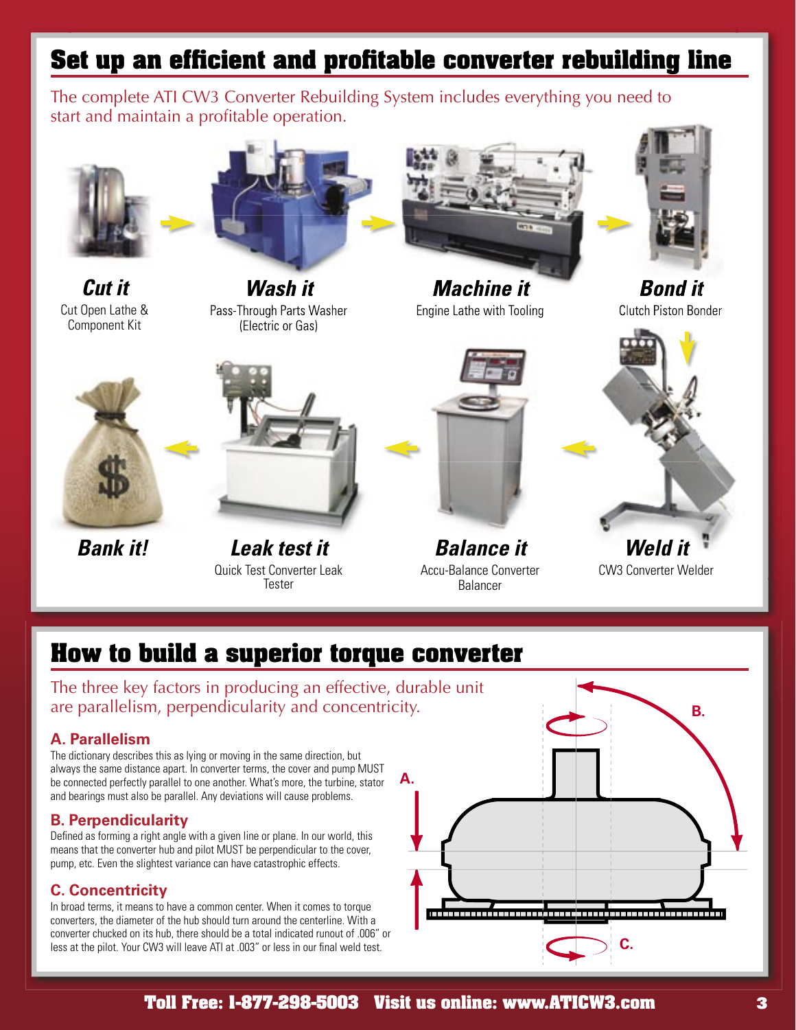## Set up an efficient and profitable converter rebuilding line

The complete ATI CW3 Converter Rebuilding System includes everything you need to start and maintain a profitable operation.

***Cut it***
Cut Open Lathe & Component Kit

***Wash it***
Pass-Through Parts Washer (Electric or Gas)

***Machine it***
Engine Lathe with Tooling

***Bond it***
Clutch Piston Bonder

***Weld it***
CW3 Converter Welder

***Balance it***
Accu-Balance Converter Balancer

***Leak test it***
Quick Test Converter Leak Tester

***Bank it!***

## How to build a superior torque converter

The three key factors in producing an effective, durable unit are parallelism, perpendicularity and concentricity.

### A. Parallelism

The dictionary describes this as lying or moving in the same direction, but always the same distance apart. In converter terms, the cover and pump MUST be connected perfectly parallel to one another. What's more, the turbine, stator and bearings must also be parallel. Any deviations will cause problems.

### B. Perpendicularity

Defined as forming a right angle with a given line or plane. In our world, this means that the converter hub and pilot MUST be perpendicular to the cover, pump, etc. Even the slightest variance can have catastrophic effects.

### C. Concentricity

In broad terms, it means to have a common center. When it comes to torque converters, the diameter of the hub should turn around the centerline. With a converter chucked on its hub, there should be a total indicated runout of .006" or less at the pilot. Your CW3 will leave ATI at .003" or less in our final weld test.

A.

B.

C.

**Toll Free: 1-877-298-5003 Visit us online: www.ATICW3.com**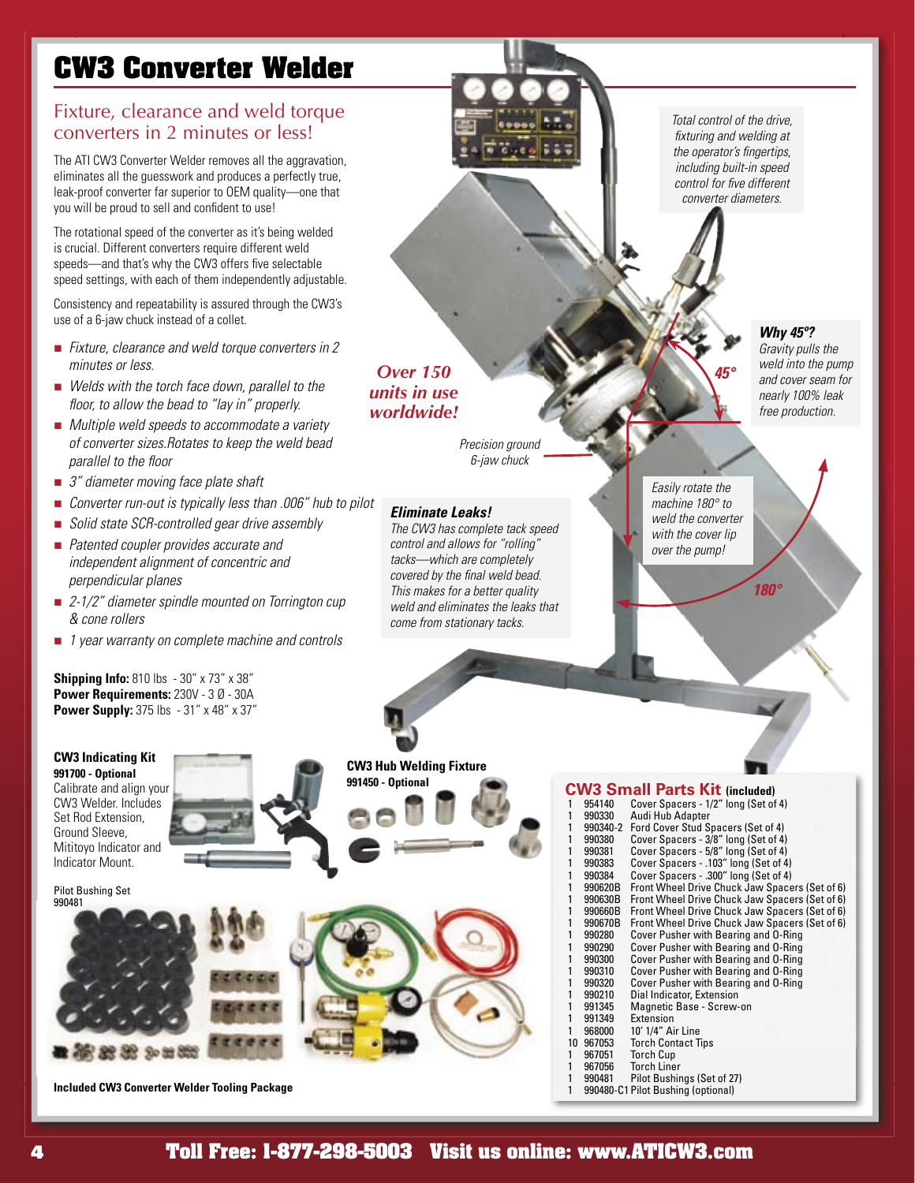# CW3 Converter Welder

## Fixture, clearance and weld torque converters in 2 minutes or less!

The ATI CW3 Converter Welder removes all the aggravation, eliminates all the guesswork and produces a perfectly true, leak-proof converter far superior to OEM quality—one that you will be proud to sell and confident to use!

The rotational speed of the converter as it's being welded is crucial. Different converters require different weld speeds—and that's why the CW3 offers five selectable speed settings, with each of them independently adjustable.

Consistency and repeatability is assured through the CW3's use of a 6-jaw chuck instead of a collet.

- *Fixture, clearance and weld torque converters in 2 minutes or less.*
- *Welds with the torch face down, parallel to the floor, to allow the bead to "lay in" properly.*
- *Multiple weld speeds to accommodate a variety of converter sizes.Rotates to keep the weld bead parallel to the floor*
- *3" diameter moving face plate shaft*
- *Converter run-out is typically less than .006" hub to pilot*
- *Solid state SCR-controlled gear drive assembly*
- *Patented coupler provides accurate and independent alignment of concentric and perpendicular planes*
- *2-1/2" diameter spindle mounted on Torrington cup & cone rollers*
- *1 year warranty on complete machine and controls*

**Shipping Info:** 810 lbs - 30" x 73" x 38"
**Power Requirements:** 230V - 3 Ø - 30A
**Power Supply:** 375 lbs - 31" x 48" x 37"

*Total control of the drive, fixturing and welding at the operator's fingertips, including built-in speed control for five different converter diameters.*

***Over 150 units in use worldwide!***

*Precision ground 6-jaw chuck*

***Why 45°?***
*Gravity pulls the weld into the pump and cover seam for nearly 100% leak free production.*

45°

*Easily rotate the machine 180° to weld the converter with the cover lip over the pump!*

180°

***Eliminate Leaks!***
*The CW3 has complete tack speed control and allows for "rolling" tacks—which are completely covered by the final weld bead. This makes for a better quality weld and eliminates the leaks that come from stationary tacks.*

**CW3 Indicating Kit**
**991700 - Optional**
Calibrate and align your CW3 Welder. Includes Set Rod Extension, Ground Sleeve, Mititoyo Indicator and Indicator Mount.

**CW3 Hub Welding Fixture**
**991450 - Optional**

Pilot Bushing Set
990481

**Included CW3 Converter Welder Tooling Package**

## CW3 Small Parts Kit (included)

| Qty | Part No. | Description |
|---|---|---|
| 1 | 954140 | Cover Spacers - 1/2" long (Set of 4) |
| 1 | 990330 | Audi Hub Adapter |
| 1 | 990340-2 | Ford Cover Stud Spacers (Set of 4) |
| 1 | 990380 | Cover Spacers - 3/8" long (Set of 4) |
| 1 | 990381 | Cover Spacers - 5/8" long (Set of 4) |
| 1 | 990383 | Cover Spacers - .103" long (Set of 4) |
| 1 | 990384 | Cover Spacers - .300" long (Set of 4) |
| 1 | 990620B | Front Wheel Drive Chuck Jaw Spacers (Set of 6) |
| 1 | 990630B | Front Wheel Drive Chuck Jaw Spacers (Set of 6) |
| 1 | 990660B | Front Wheel Drive Chuck Jaw Spacers (Set of 6) |
| 1 | 990670B | Front Wheel Drive Chuck Jaw Spacers (Set of 6) |
| 1 | 990280 | Cover Pusher with Bearing and O-Ring |
| 1 | 990290 | Cover Pusher with Bearing and O-Ring |
| 1 | 990300 | Cover Pusher with Bearing and O-Ring |
| 1 | 990310 | Cover Pusher with Bearing and O-Ring |
| 1 | 990320 | Cover Pusher with Bearing and O-Ring |
| 1 | 990210 | Dial Indicator, Extension |
| 1 | 991345 | Magnetic Base - Screw-on |
| 1 | 991349 | Extension |
| 1 | 968000 | 10' 1/4" Air Line |
| 10 | 967053 | Torch Contact Tips |
| 1 | 967051 | Torch Cup |
| 1 | 967056 | Torch Liner |
| 1 | 990481 | Pilot Bushings (Set of 27) |
| 1 | 990480-C1 | Pilot Bushing (optional) |

**Toll Free: 1-877-298-5003 Visit us online: www.ATICW3.com**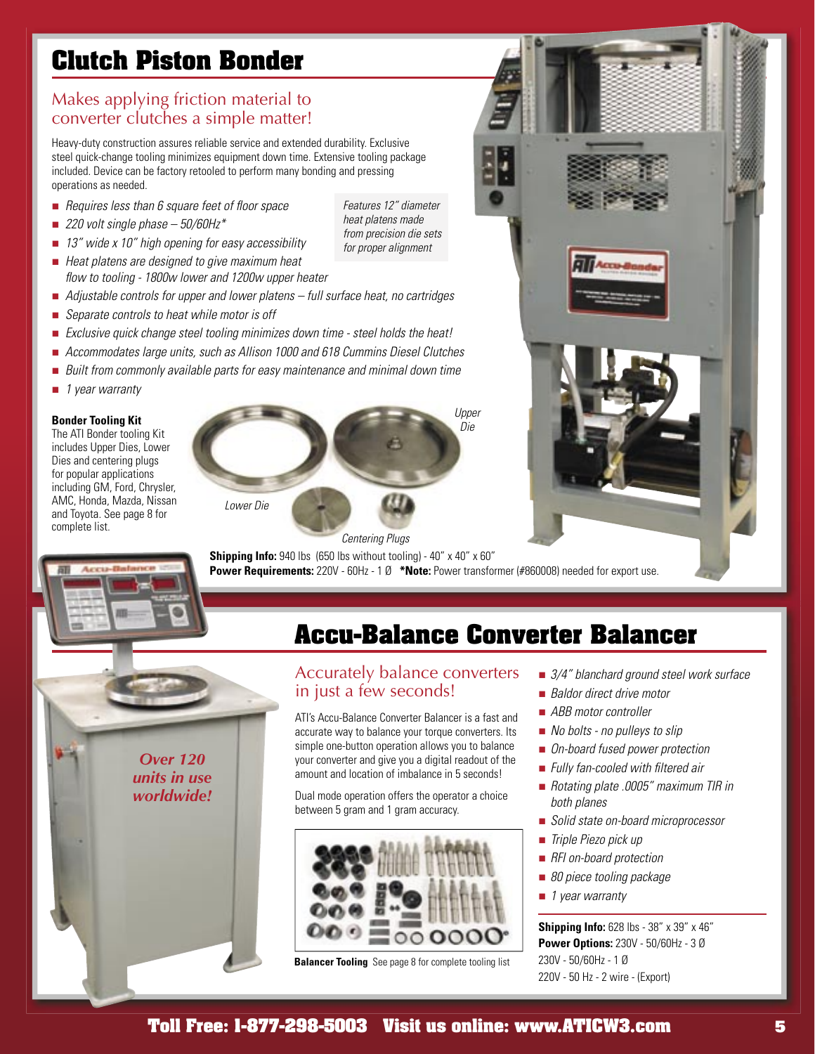# Clutch Piston Bonder

## Makes applying friction material to converter clutches a simple matter!

Heavy-duty construction assures reliable service and extended durability. Exclusive steel quick-change tooling minimizes equipment down time. Extensive tooling package included. Device can be factory retooled to perform many bonding and pressing operations as needed.

- *Requires less than 6 square feet of floor space*
- *220 volt single phase – 50/60Hz**
- *13" wide x 10" high opening for easy accessibility*
- *Heat platens are designed to give maximum heat flow to tooling - 1800w lower and 1200w upper heater*
- *Adjustable controls for upper and lower platens – full surface heat, no cartridges*
- *Separate controls to heat while motor is off*
- *Exclusive quick change steel tooling minimizes down time - steel holds the heat!*
- *Accommodates large units, such as Allison 1000 and 618 Cummins Diesel Clutches*
- *Built from commonly available parts for easy maintenance and minimal down time*
- *1 year warranty*

*Features 12" diameter heat platens made from precision die sets for proper alignment*

**Bonder Tooling Kit**
The ATI Bonder tooling Kit includes Upper Dies, Lower Dies and centering plugs for popular applications including GM, Ford, Chrysler, AMC, Honda, Mazda, Nissan and Toyota. See page 8 for complete list.

*Upper Die*

*Lower Die*

*Centering Plugs*

**Shipping Info:** 940 lbs (650 lbs without tooling) - 40" x 40" x 60"
**Power Requirements:** 220V - 60Hz - 1 Ø **\*Note:** Power transformer (#860008) needed for export use.

# Accu-Balance Converter Balancer

## Accurately balance converters in just a few seconds!

ATI's Accu-Balance Converter Balancer is a fast and accurate way to balance your torque converters. Its simple one-button operation allows you to balance your converter and give you a digital readout of the amount and location of imbalance in 5 seconds!

Dual mode operation offers the operator a choice between 5 gram and 1 gram accuracy.

**Balancer Tooling** See page 8 for complete tooling list

*Over 120 units in use worldwide!*

- *3/4" blanchard ground steel work surface*
- *Baldor direct drive motor*
- *ABB motor controller*
- *No bolts - no pulleys to slip*
- *On-board fused power protection*
- *Fully fan-cooled with filtered air*
- *Rotating plate .0005" maximum TIR in both planes*
- *Solid state on-board microprocessor*
- *Triple Piezo pick up*
- *RFI on-board protection*
- *80 piece tooling package*
- *1 year warranty*

**Shipping Info:** 628 lbs - 38" x 39" x 46"
**Power Options:** 230V - 50/60Hz - 3 Ø
230V - 50/60Hz - 1 Ø
220V - 50 Hz - 2 wire - (Export)

**Toll Free: 1-877-298-5003 Visit us online: www.ATICW3.com**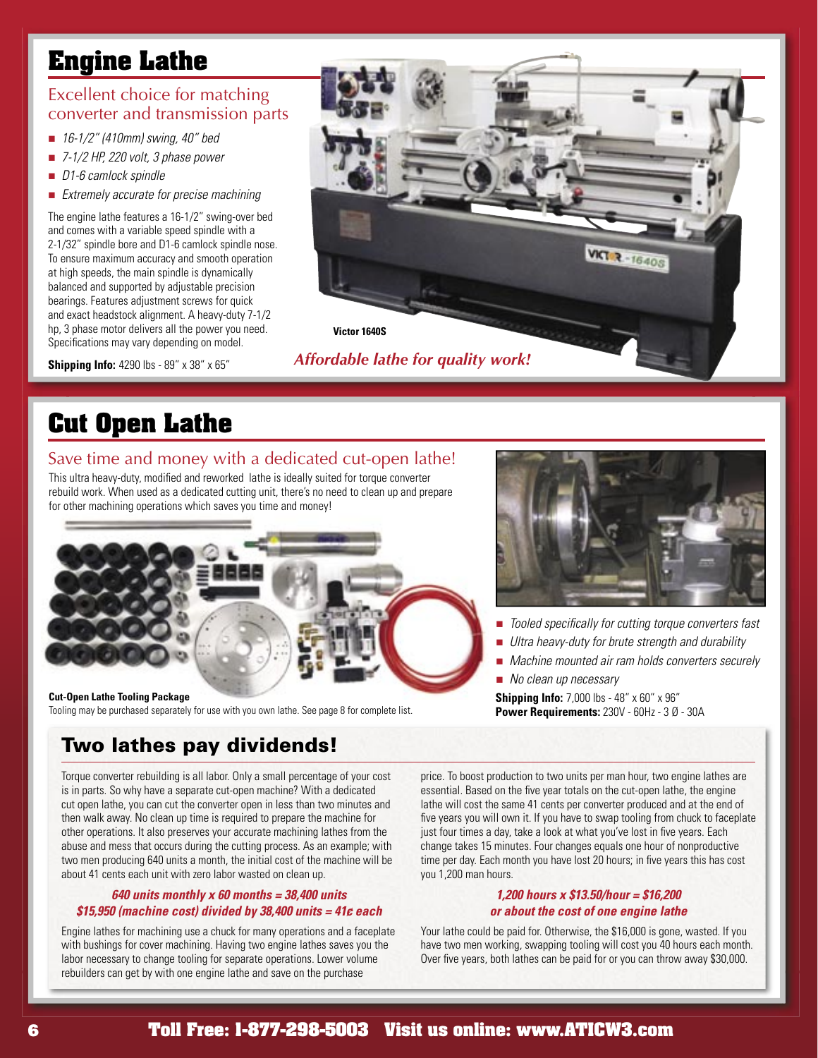# Engine Lathe

## Excellent choice for matching converter and transmission parts

- *16-1/2" (410mm) swing, 40" bed*
- *7-1/2 HP, 220 volt, 3 phase power*
- *D1-6 camlock spindle*
- *Extremely accurate for precise machining*

The engine lathe features a 16-1/2" swing-over bed and comes with a variable speed spindle with a 2-1/32" spindle bore and D1-6 camlock spindle nose. To ensure maximum accuracy and smooth operation at high speeds, the main spindle is dynamically balanced and supported by adjustable precision bearings. Features adjustment screws for quick and exact headstock alignment. A heavy-duty 7-1/2 hp, 3 phase motor delivers all the power you need. Specifications may vary depending on model.

**Shipping Info:** 4290 lbs - 89" x 38" x 65"

**Victor 1640S**

***Affordable lathe for quality work!***

# Cut Open Lathe

## Save time and money with a dedicated cut-open lathe!

This ultra heavy-duty, modified and reworked lathe is ideally suited for torque converter rebuild work. When used as a dedicated cutting unit, there's no need to clean up and prepare for other machining operations which saves you time and money!

**Cut-Open Lathe Tooling Package**
Tooling may be purchased separately for use with you own lathe. See page 8 for complete list.

- *Tooled specifically for cutting torque converters fast*
- *Ultra heavy-duty for brute strength and durability*
- *Machine mounted air ram holds converters securely*
- *No clean up necessary*

**Shipping Info:** 7,000 lbs - 48" x 60" x 96"
**Power Requirements:** 230V - 60Hz - 3 Ø - 30A

## Two lathes pay dividends!

Torque converter rebuilding is all labor. Only a small percentage of your cost is in parts. So why have a separate cut-open machine? With a dedicated cut open lathe, you can cut the converter open in less than two minutes and then walk away. No clean up time is required to prepare the machine for other operations. It also preserves your accurate machining lathes from the abuse and mess that occurs during the cutting process. As an example; with two men producing 640 units a month, the initial cost of the machine will be about 41 cents each unit with zero labor wasted on clean up.

***640 units monthly x 60 months = 38,400 units***
***$15,950 (machine cost) divided by 38,400 units = 41¢ each***

Engine lathes for machining use a chuck for many operations and a faceplate with bushings for cover machining. Having two engine lathes saves you the labor necessary to change tooling for separate operations. Lower volume rebuilders can get by with one engine lathe and save on the purchase price. To boost production to two units per man hour, two engine lathes are essential. Based on the five year totals on the cut-open lathe, the engine lathe will cost the same 41 cents per converter produced and at the end of five years you will own it. If you have to swap tooling from chuck to faceplate just four times a day, take a look at what you've lost in five years. Each change takes 15 minutes. Four changes equals one hour of nonproductive time per day. Each month you have lost 20 hours; in five years this has cost you 1,200 man hours.

***1,200 hours x $13.50/hour = $16,200***
***or about the cost of one engine lathe***

Your lathe could be paid for. Otherwise, the $16,000 is gone, wasted. If you have two men working, swapping tooling will cost you 40 hours each month. Over five years, both lathes can be paid for or you can throw away $30,000.

**Toll Free: 1-877-298-5003 Visit us online: www.ATICW3.com**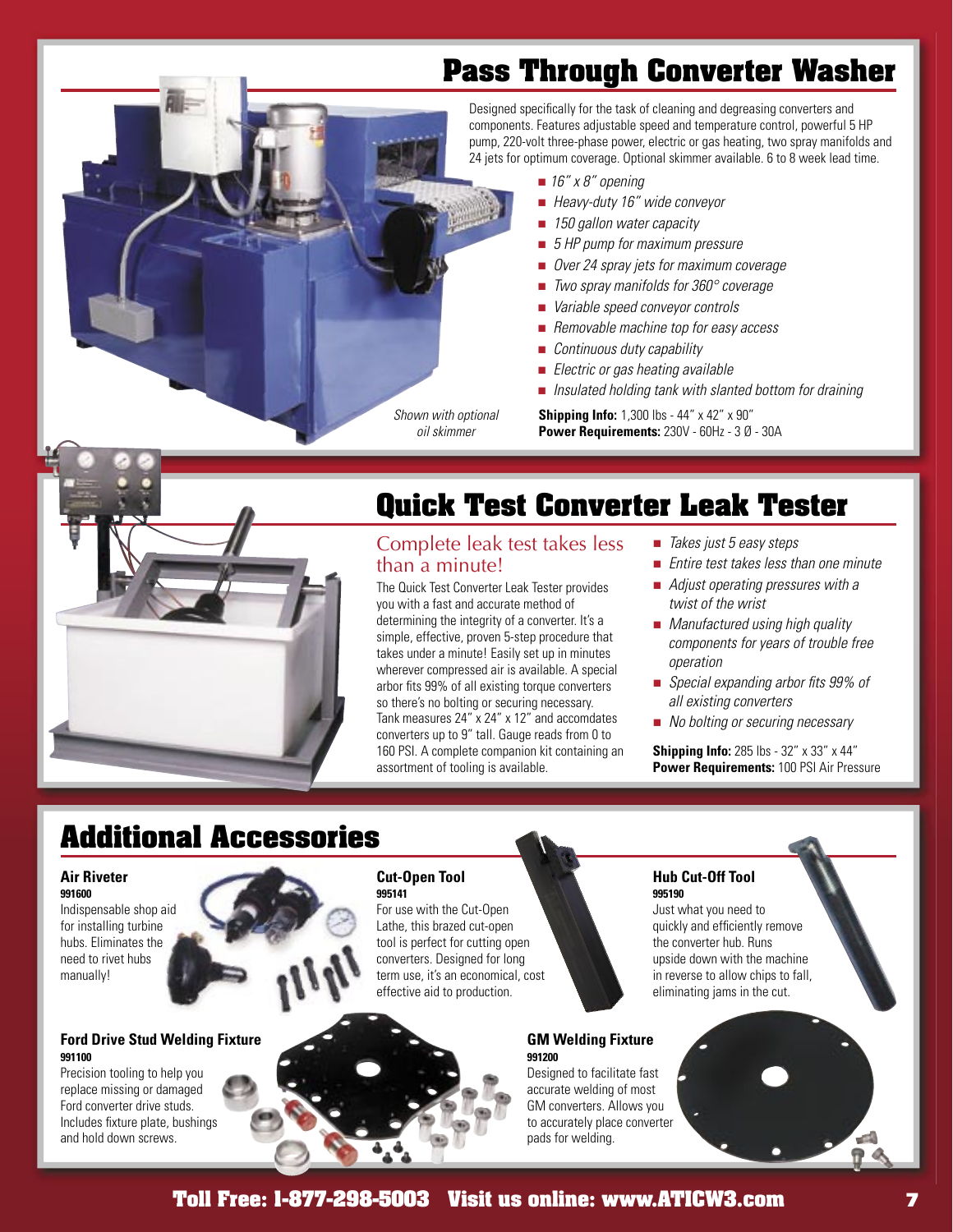## Pass Through Converter Washer

Designed specifically for the task of cleaning and degreasing converters and components. Features adjustable speed and temperature control, powerful 5 HP pump, 220-volt three-phase power, electric or gas heating, two spray manifolds and 24 jets for optimum coverage. Optional skimmer available. 6 to 8 week lead time.

- *16" x 8" opening*
- *Heavy-duty 16" wide conveyor*
- *150 gallon water capacity*
- *5 HP pump for maximum pressure*
- *Over 24 spray jets for maximum coverage*
- *Two spray manifolds for 360° coverage*
- *Variable speed conveyor controls*
- *Removable machine top for easy access*
- *Continuous duty capability*
- *Electric or gas heating available*
- *Insulated holding tank with slanted bottom for draining*

*Shown with optional oil skimmer*

**Shipping Info:** 1,300 lbs - 44" x 42" x 90"
**Power Requirements:** 230V - 60Hz - 3 Ø - 30A

## Quick Test Converter Leak Tester

### Complete leak test takes less than a minute!

The Quick Test Converter Leak Tester provides you with a fast and accurate method of determining the integrity of a converter. It's a simple, effective, proven 5-step procedure that takes under a minute! Easily set up in minutes wherever compressed air is available. A special arbor fits 99% of all existing torque converters so there's no bolting or securing necessary. Tank measures 24" x 24" x 12" and accomodates converters up to 9" tall. Gauge reads from 0 to 160 PSI. A complete companion kit containing an assortment of tooling is available.

- *Takes just 5 easy steps*
- *Entire test takes less than one minute*
- *Adjust operating pressures with a twist of the wrist*
- *Manufactured using high quality components for years of trouble free operation*
- *Special expanding arbor fits 99% of all existing converters*
- *No bolting or securing necessary*

**Shipping Info:** 285 lbs - 32" x 33" x 44"
**Power Requirements:** 100 PSI Air Pressure

## Additional Accessories

### Air Riveter
**991600**

Indispensable shop aid for installing turbine hubs. Eliminates the need to rivet hubs manually!

### Cut-Open Tool
**995141**

For use with the Cut-Open Lathe, this brazed cut-open tool is perfect for cutting open converters. Designed for long term use, it's an economical, cost effective aid to production.

### Hub Cut-Off Tool
**995190**

Just what you need to quickly and efficiently remove the converter hub. Runs upside down with the machine in reverse to allow chips to fall, eliminating jams in the cut.

### Ford Drive Stud Welding Fixture
**991100**

Precision tooling to help you replace missing or damaged Ford converter drive studs. Includes fixture plate, bushings and hold down screws.

### GM Welding Fixture
**991200**

Designed to facilitate fast accurate welding of most GM converters. Allows you to accurately place converter pads for welding.

**Toll Free: 1-877-298-5003 Visit us online: www.ATICW3.com**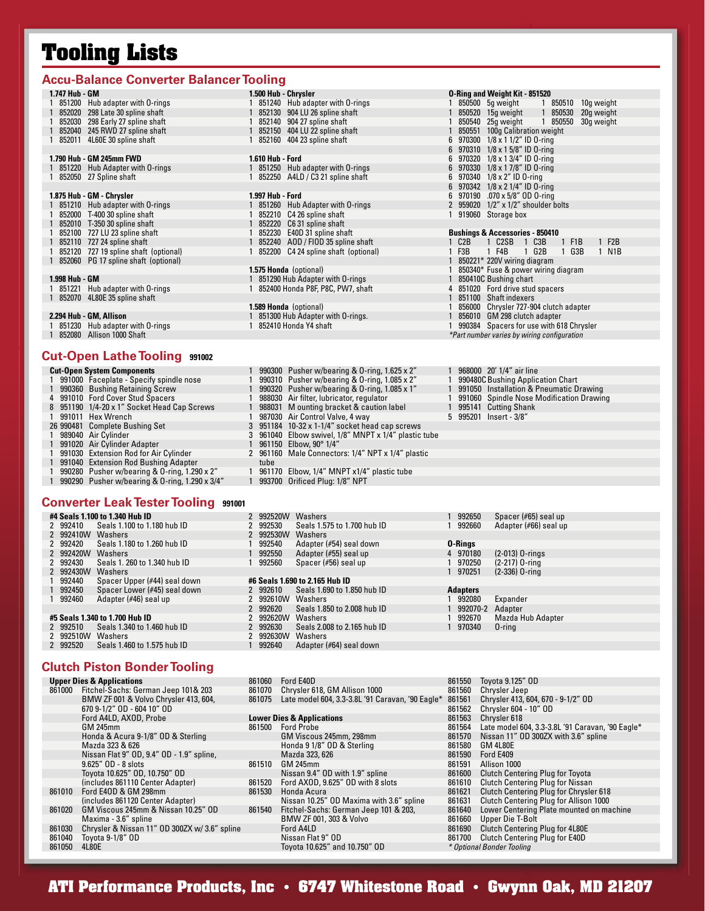# Tooling Lists

## Accu-Balance Converter Balancer Tooling

**1.747 Hub - GM**
1 851200 Hub adapter with O-rings
1 852020 298 Late 30 spline shaft
1 852030 298 Early 27 spline shaft
1 852040 245 RWD 27 spline shaft
1 852011 4L60E 30 spline shaft

**1.790 Hub - GM 245mm FWD**
1 851220 Hub Adapter with O-rings
1 852050 27 Spline shaft

**1.875 Hub - GM - Chrysler**
1 851210 Hub adapter with O-rings
1 852000 T-400 30 spline shaft
1 852010 T-350 30 spline shaft
1 852100 727 LU 23 spline shaft
1 852110 727 24 spline shaft
1 852120 727 19 spline shaft (optional)
1 852060 PG 17 spline shaft (optional)

**1.998 Hub - GM**
1 851221 Hub adapter with O-rings
1 852070 4L80E 35 spline shaft

**2.294 Hub - GM, Allison**
1 851230 Hub adapter with O-rings
1 852080 Allison 1000 Shaft

**1.500 Hub - Chrysler**
1 851240 Hub adapter with O-rings
1 852130 904 LU 26 spline shaft
1 852140 904 27 spline shaft
1 852150 404 LU 22 spline shaft
1 852160 404 23 spline shaft

**1.610 Hub - Ford**
1 851250 Hub adapter with O-rings
1 852250 A4LD / C3 21 spline shaft

**1.997 Hub - Ford**
1 851260 Hub Adapter with O-rings
1 852210 C4 26 spline shaft
1 852220 C6 31 spline shaft
1 852230 E40D 31 spline shaft
1 852240 AOD / FIOD 35 spline shaft
1 852200 C4 24 spline shaft (optional)

**1.575 Honda** (optional)
1 851290 Hub Adapter with O-rings
1 852400 Honda P8F, P8C, PW7, shaft

**1.589 Honda** (optional)
1 851300 Hub Adapter with O-rings.
1 852410 Honda Y4 shaft

**O-Ring and Weight Kit - 851520**
1 850500 5g weight
1 850510 10g weight
1 850520 15g weight
1 850530 20g weight
1 850540 25g weight
1 850550 30g weight
1 850551 100g Calibration weight
6 970300 1/8 x 1 1/2" ID O-ring
6 970310 1/8 x 1 5/8" ID O-ring
6 970320 1/8 x 1 3/4" ID O-ring
6 970330 1/8 x 1 7/8" ID O-ring
6 970340 1/8 x 2" ID O-ring
6 970342 1/8 x 2 1/4" ID O-ring
6 970190 .070 x 5/8" OD O-ring
2 959020 1/2" x 1/2" shoulder bolts
1 919060 Storage box

**Bushings & Accessories - 850410**
1 C2B 1 C2SB 1 C3B 1 F1B 1 F2B
1 F3B 1 F4B 1 G2B 1 G3B 1 N1B
1 850221* 220V wiring diagram
1 850340* Fuse & power wiring diagram
1 850410C Bushing chart
4 851020 Ford drive stud spacers
1 851100 Shaft indexers
1 856000 Chrysler 727-904 clutch adapter
1 856010 GM 298 clutch adapter
1 990384 Spacers for use with 618 Chrysler

*\*Part number varies by wiring configuration*

## Cut-Open Lathe Tooling 991002

**Cut-Open System Components**
1 991000 Faceplate - Specify spindle nose
1 990360 Bushing Retaining Screw
4 991010 Ford Cover Stud Spacers
8 951190 1/4-20 x 1" Socket Head Cap Screws
1 991011 Hex Wrench
26 990481 Complete Bushing Set
1 989040 Air Cylinder
1 991020 Air Cylinder Adapter
1 991030 Extension Rod for Air Cylinder
1 991040 Extension Rod Bushing Adapter
1 990280 Pusher w/bearing & O-ring, 1.290 x 2"
1 990290 Pusher w/bearing & O-ring, 1.290 x 3/4"
1 990300 Pusher w/bearing & O-ring, 1.625 x 2"
1 990310 Pusher w/bearing & O-ring, 1.085 x 2"
1 990320 Pusher w/bearing & O-ring, 1.085 x 1"
1 988030 Air filter, lubricator, regulator
1 988031 M ounting bracket & caution label
1 987030 Air Control Valve, 4 way
3 951184 10-32 x 1-1/4" socket head cap screws
3 961040 Elbow swivel, 1/8" MNPT x 1/4" plastic tube
1 961150 Elbow, 90° 1/4"
2 961160 Male Connectors: 1/4" NPT x 1/4" plastic tube
1 961170 Elbow, 1/4" MNPT x1/4" plastic tube
1 993700 Orificed Plug: 1/8" NPT
1 968000 20' 1/4" air line
1 990480C Bushing Application Chart
1 991050 Installation & Pneumatic Drawing
1 991060 Spindle Nose Modification Drawing
1 995141 Cutting Shank
5 995201 Insert - 3/8"

## Converter Leak Tester Tooling 991001

**#4 Seals 1.100 to 1.340 Hub ID**
2 992410 Seals 1.100 to 1.180 hub ID
2 992410W Washers
2 992420 Seals 1.180 to 1.260 hub ID
2 992420W Washers
2 992430 Seals 1. 260 to 1.340 hub ID
2 992430W Washers
1 992440 Spacer Upper (#44) seal down
1 992450 Spacer Lower (#45) seal down
1 992460 Adapter (#46) seal up

**#5 Seals 1.340 to 1.700 Hub ID**
2 992510 Seals 1.340 to 1.460 hub ID
2 992510W Washers
2 992520 Seals 1.460 to 1.575 hub ID
2 992520W Washers
2 992530 Seals 1.575 to 1.700 hub ID
2 992530W Washers
1 992540 Adapter (#54) seal down
1 992550 Adapter (#55) seal up
1 992560 Spacer (#56) seal up

**#6 Seals 1.690 to 2.165 Hub ID**
2 992610 Seals 1.690 to 1.850 hub ID
2 992610W Washers
2 992620 Seals 1.850 to 2.008 hub ID
2 992620W Washers
2 992630 Seals 2.008 to 2.165 hub ID
2 992630W Washers
1 992640 Adapter (#64) seal down
1 992650 Spacer (#65) seal up
1 992660 Adapter (#66) seal up

**O-Rings**
4 970180 (2-013) O-rings
1 970250 (2-217) O-ring
1 970251 (2-336) O-ring

**Adapters**
1 992080 Expander
1 992070-2 Adapter
1 992670 Mazda Hub Adapter
1 970340 O-ring

## Clutch Piston Bonder Tooling

**Upper Dies & Applications**

861000 Fitchel-Sachs: German Jeep 101& 203
BMW ZF 001 & Volvo Chrysler 413, 604, 670 9-1/2" OD - 604 10" OD
Ford A4LD, AXOD, Probe
GM 245mm
Honda & Acura 9-1/8" OD & Sterling
Mazda 323 & 626
Nissan Flat 9" OD, 9.4" OD - 1.9" spline, 9.625" OD - 8 slots
Toyota 10.625" OD, 10.750" OD (includes 861110 Center Adapter)

861010 Ford E4OD & GM 298mm (includes 861120 Center Adapter)

861020 GM Viscous 245mm & Nissan 10.25" OD Maxima - 3.6" spline

861030 Chrysler & Nissan 11" OD 300ZX w/ 3.6" spline

861040 Toyota 9-1/8" OD

861050 4L80E

861060 Ford E40D

861070 Chrysler 618, GM Allison 1000

861075 Late model 604, 3.3-3.8L '91 Caravan, '90 Eagle*

**Lower Dies & Applications**

861500 Ford Probe
GM Viscous 245mm, 298mm
Honda 9 1/8" OD & Sterling
Mazda 323, 626

861510 GM 245mm
Nissan 9.4" OD with 1.9" spline

861520 Ford AXOD, 9.625" OD with 8 slots

861530 Honda Acura
Nissan 10.25" OD Maxima with 3.6" spline

861540 Fitchel-Sachs: German Jeep 101 & 203, BMW ZF 001, 303 & Volvo
Ford A4LD
Nissan Flat 9" OD
Toyota 10.625" and 10.750" OD

861550 Toyota 9.125" OD

861560 Chrysler Jeep

861561 Chrysler 413, 604, 670 - 9-1/2" OD

861562 Chrysler 604 - 10" OD

861563 Chrysler 618

861564 Late model 604, 3.3-3.8L '91 Caravan, '90 Eagle*

861570 Nissan 11" OD 300ZX with 3.6" spline

861580 GM 4L80E

861590 Ford E409

861591 Allison 1000

861600 Clutch Centering Plug for Toyota

861610 Clutch Centering Plug for Nissan

861621 Clutch Centering Plug for Chrysler 618

861631 Clutch Centering Plug for Allison 1000

861640 Lower Centering Plate mounted on machine

861660 Upper Die T-Bolt

861690 Clutch Centering Plug for 4L80E

861700 Clutch Centering Plug for E40D

*\* Optional Bonder Tooling*

**ATI Performance Products, Inc • 6747 Whitestone Road • Gwynn Oak, MD 21207**